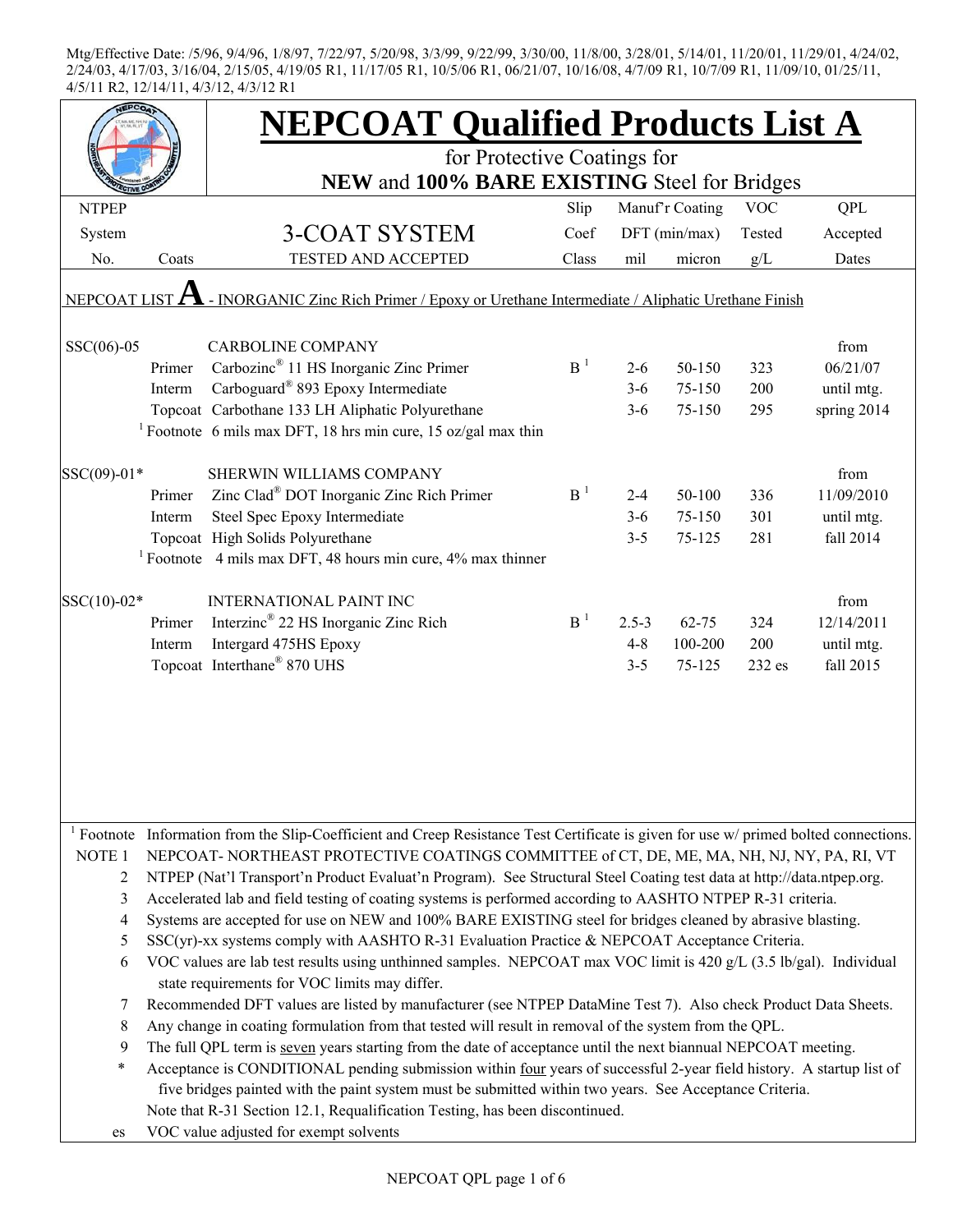Mtg/Effective Date: /5/96, 9/4/96, 1/8/97, 7/22/97, 5/20/98, 3/3/99, 9/22/99, 3/30/00, 11/8/00, 3/28/01, 5/14/01, 11/20/01, 11/29/01, 4/24/02, 2/24/03, 4/17/03, 3/16/04, 2/15/05, 4/19/05 R1, 11/17/05 R1, 10/5/06 R1, 06/21/07, 10/16/08, 4/7/09 R1, 10/7/09 R1, 11/09/10, 01/25/11, 4/5/11 R2, 12/14/11, 4/3/12, 4/3/12 R1

# NEPCOAT Qualified Products List A

for Protective Coatings for

**NEW** and **100% BARE EXISTING** Steel for Bridges

| NTPEP System No. | Coats | 3-COAT SYSTEM TESTED AND ACCEPTED | Slip Coef Class | Manuf'r Coating DFT (min/max) mil | micron | VOC Tested g/L | QPL Accepted Dates |
|---|---|---|---|---|---|---|---|
| NEPCOAT LIST **A** - INORGANIC Zinc Rich Primer / Epoxy or Urethane Intermediate / Aliphatic Urethane Finish | | | | | | | |
| SSC(06)-05 | | CARBOLINE COMPANY | | | | | from |
| | Primer | Carbozinc® 11 HS Inorganic Zinc Primer | B [1] | 2-6 | 50-150 | 323 | 06/21/07 |
| | Interm | Carboguard® 893 Epoxy Intermediate | | 3-6 | 75-150 | 200 | until mtg. |
| | Topcoat | Carbothane 133 LH Aliphatic Polyurethane | | 3-6 | 75-150 | 295 | spring 2014 |
| | [1] Footnote | 6 mils max DFT, 18 hrs min cure, 15 oz/gal max thin | | | | | |
| SSC(09)-01* | | SHERWIN WILLIAMS COMPANY | | | | | from |
| | Primer | Zinc Clad® DOT Inorganic Zinc Rich Primer | B [1] | 2-4 | 50-100 | 336 | 11/09/2010 |
| | Interm | Steel Spec Epoxy Intermediate | | 3-6 | 75-150 | 301 | until mtg. |
| | Topcoat | High Solids Polyurethane | | 3-5 | 75-125 | 281 | fall 2014 |
| | [1] Footnote | 4 mils max DFT, 48 hours min cure, 4% max thinner | | | | | |
| SSC(10)-02* | | INTERNATIONAL PAINT INC | | | | | from |
| | Primer | Interzinc® 22 HS Inorganic Zinc Rich | B [1] | 2.5-3 | 62-75 | 324 | 12/14/2011 |
| | Interm | Intergard 475HS Epoxy | | 4-8 | 100-200 | 200 | until mtg. |
| | Topcoat | Interthane® 870 UHS | | 3-5 | 75-125 | 232 es | fall 2015 |

[1] Footnote Information from the Slip-Coefficient and Creep Resistance Test Certificate is given for use w/ primed bolted connections.

NOTE 1 NEPCOAT- NORTHEAST PROTECTIVE COATINGS COMMITTEE of CT, DE, ME, MA, NH, NJ, NY, PA, RI, VT

2 NTPEP (Nat'l Transport'n Product Evaluat'n Program). See Structural Steel Coating test data at http://data.ntpep.org.

3 Accelerated lab and field testing of coating systems is performed according to AASHTO NTPEP R-31 criteria.

4 Systems are accepted for use on NEW and 100% BARE EXISTING steel for bridges cleaned by abrasive blasting.

5 SSC(yr)-xx systems comply with AASHTO R-31 Evaluation Practice & NEPCOAT Acceptance Criteria.

6 VOC values are lab test results using unthinned samples. NEPCOAT max VOC limit is 420 g/L (3.5 lb/gal). Individual state requirements for VOC limits may differ.

7 Recommended DFT values are listed by manufacturer (see NTPEP DataMine Test 7). Also check Product Data Sheets.

8 Any change in coating formulation from that tested will result in removal of the system from the QPL.

9 The full QPL term is seven years starting from the date of acceptance until the next biannual NEPCOAT meeting.

\* Acceptance is CONDITIONAL pending submission within four years of successful 2-year field history. A startup list of five bridges painted with the paint system must be submitted within two years. See Acceptance Criteria.

Note that R-31 Section 12.1, Requalification Testing, has been discontinued.

es VOC value adjusted for exempt solvents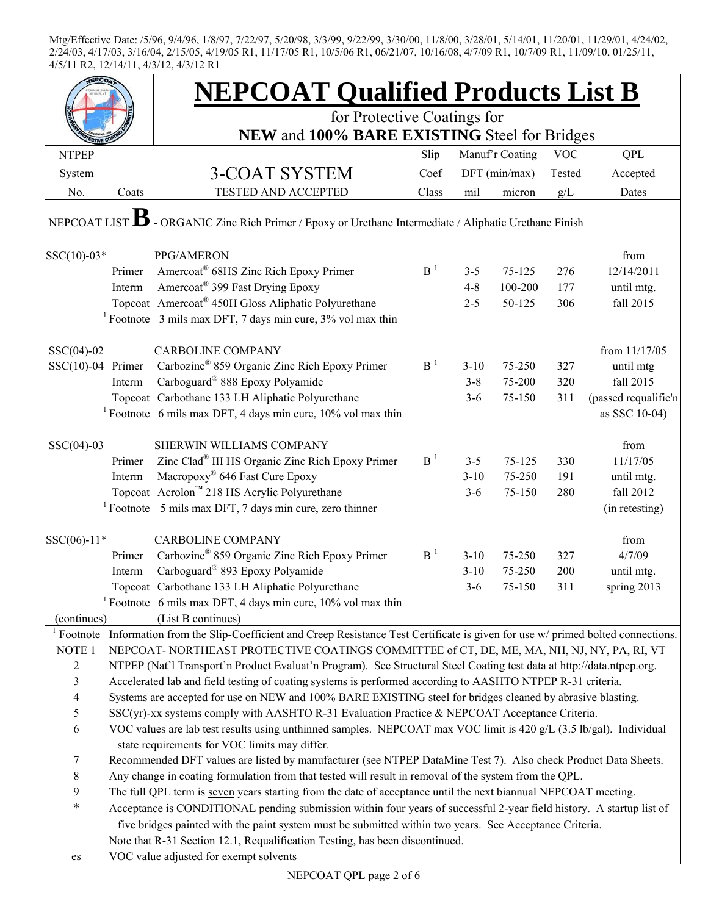Mtg/Effective Date: /5/96, 9/4/96, 1/8/97, 7/22/97, 5/20/98, 3/3/99, 9/22/99, 3/30/00, 11/8/00, 3/28/01, 5/14/01, 11/20/01, 11/29/01, 4/24/02, 2/24/03, 4/17/03, 3/16/04, 2/15/05, 4/19/05 R1, 11/17/05 R1, 10/5/06 R1, 06/21/07, 10/16/08, 4/7/09 R1, 10/7/09 R1, 11/09/10, 01/25/11, 4/5/11 R2, 12/14/11, 4/3/12, 4/3/12 R1

# NEPCOAT Qualified Products List B

for Protective Coatings for
**NEW** and **100% BARE EXISTING** Steel for Bridges

| NTPEP System No. | Coats | 3-COAT SYSTEM TESTED AND ACCEPTED | Slip Coef Class | Manuf'r Coating DFT (min/max) mil | Manuf'r Coating DFT (min/max) micron | VOC Tested g/L | QPL Accepted Dates |
|---|---|---|---|---|---|---|---|
| NEPCOAT LIST **B** - ORGANIC Zinc Rich Primer / Epoxy or Urethane Intermediate / Aliphatic Urethane Finish | | | | | | | |
| SSC(10)-03* | | PPG/AMERON | | | | | from |
| | Primer | Amercoat® 68HS Zinc Rich Epoxy Primer | B [1] | 3-5 | 75-125 | 276 | 12/14/2011 |
| | Interm | Amercoat® 399 Fast Drying Epoxy | | 4-8 | 100-200 | 177 | until mtg. |
| | Topcoat | Amercoat® 450H Gloss Aliphatic Polyurethane | | 2-5 | 50-125 | 306 | fall 2015 |
| | [1] Footnote | 3 mils max DFT, 7 days min cure, 3% vol max thin | | | | | |
| SSC(04)-02 | | CARBOLINE COMPANY | | | | | from 11/17/05 |
| SSC(10)-04 | Primer | Carbozinc® 859 Organic Zinc Rich Epoxy Primer | B [1] | 3-10 | 75-250 | 327 | until mtg |
| | Interm | Carboguard® 888 Epoxy Polyamide | | 3-8 | 75-200 | 320 | fall 2015 |
| | Topcoat | Carbothane 133 LH Aliphatic Polyurethane | | 3-6 | 75-150 | 311 | (passed requalific'n |
| | [1] Footnote | 6 mils max DFT, 4 days min cure, 10% vol max thin | | | | | as SSC 10-04) |
| SSC(04)-03 | | SHERWIN WILLIAMS COMPANY | | | | | from |
| | Primer | Zinc Clad® III HS Organic Zinc Rich Epoxy Primer | B [1] | 3-5 | 75-125 | 330 | 11/17/05 |
| | Interm | Macropoxy® 646 Fast Cure Epoxy | | 3-10 | 75-250 | 191 | until mtg. |
| | Topcoat | Acrolon™ 218 HS Acrylic Polyurethane | | 3-6 | 75-150 | 280 | fall 2012 |
| | [1] Footnote | 5 mils max DFT, 7 days min cure, zero thinner | | | | | (in retesting) |
| SSC(06)-11* | | CARBOLINE COMPANY | | | | | from |
| | Primer | Carbozinc® 859 Organic Zinc Rich Epoxy Primer | B [1] | 3-10 | 75-250 | 327 | 4/7/09 |
| | Interm | Carboguard® 893 Epoxy Polyamide | | 3-10 | 75-250 | 200 | until mtg. |
| | Topcoat | Carbothane 133 LH Aliphatic Polyurethane | | 3-6 | 75-150 | 311 | spring 2013 |
| | [1] Footnote | 6 mils max DFT, 4 days min cure, 10% vol max thin | | | | | |
| (continues) | | (List B continues) | | | | | |

[1] Footnote Information from the Slip-Coefficient and Creep Resistance Test Certificate is given for use w/ primed bolted connections.

NOTE 1 NEPCOAT- NORTHEAST PROTECTIVE COATINGS COMMITTEE of CT, DE, ME, MA, NH, NJ, NY, PA, RI, VT

2 NTPEP (Nat'l Transport'n Product Evaluat'n Program). See Structural Steel Coating test data at http://data.ntpep.org.

3 Accelerated lab and field testing of coating systems is performed according to AASHTO NTPEP R-31 criteria.

4 Systems are accepted for use on NEW and 100% BARE EXISTING steel for bridges cleaned by abrasive blasting.

5 SSC(yr)-xx systems comply with AASHTO R-31 Evaluation Practice & NEPCOAT Acceptance Criteria.

6 VOC values are lab test results using unthinned samples. NEPCOAT max VOC limit is 420 g/L (3.5 lb/gal). Individual state requirements for VOC limits may differ.

7 Recommended DFT values are listed by manufacturer (see NTPEP DataMine Test 7). Also check Product Data Sheets.

8 Any change in coating formulation from that tested will result in removal of the system from the QPL.

9 The full QPL term is seven years starting from the date of acceptance until the next biannual NEPCOAT meeting.

\* Acceptance is CONDITIONAL pending submission within four years of successful 2-year field history. A startup list of five bridges painted with the paint system must be submitted within two years. See Acceptance Criteria.

Note that R-31 Section 12.1, Requalification Testing, has been discontinued.

es VOC value adjusted for exempt solvents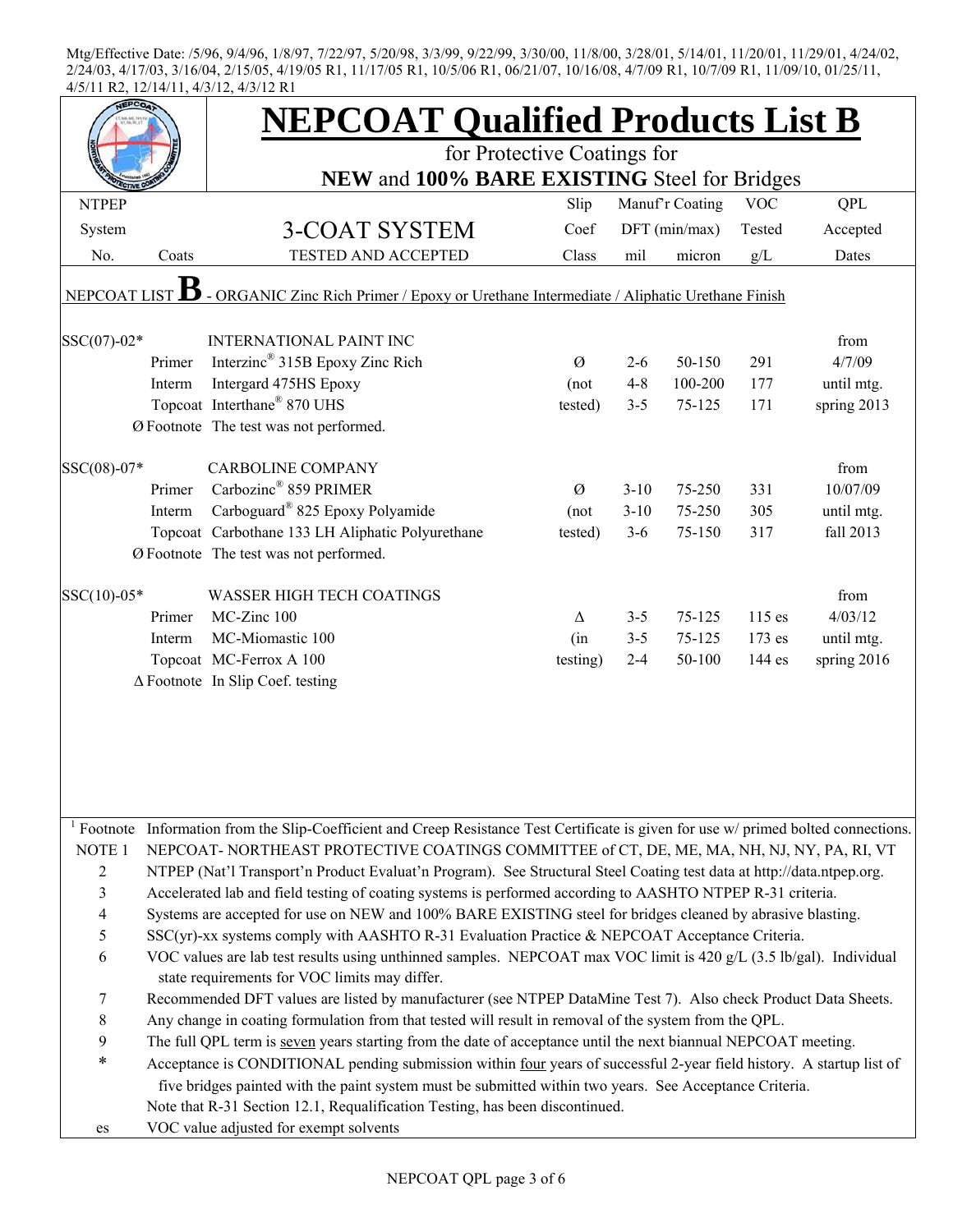Mtg/Effective Date: /5/96, 9/4/96, 1/8/97, 7/22/97, 5/20/98, 3/3/99, 9/22/99, 3/30/00, 11/8/00, 3/28/01, 5/14/01, 11/20/01, 11/29/01, 4/24/02, 2/24/03, 4/17/03, 3/16/04, 2/15/05, 4/19/05 R1, 11/17/05 R1, 10/5/06 R1, 06/21/07, 10/16/08, 4/7/09 R1, 10/7/09 R1, 11/09/10, 01/25/11, 4/5/11 R2, 12/14/11, 4/3/12, 4/3/12 R1

# NEPCOAT Qualified Products List B

for Protective Coatings for

**NEW** and **100% BARE EXISTING** Steel for Bridges

| NTPEP System No. | Coats | 3-COAT SYSTEM TESTED AND ACCEPTED | Slip Coef Class | Manuf'r Coating DFT (min/max) mil | micron | VOC Tested g/L | QPL Accepted Dates |
|---|---|---|---|---|---|---|---|
| NEPCOAT LIST **B** - ORGANIC Zinc Rich Primer / Epoxy or Urethane Intermediate / Aliphatic Urethane Finish | | | | | | | |
| SSC(07)-02* | | INTERNATIONAL PAINT INC | | | | | from |
| | Primer | Interzinc® 315B Epoxy Zinc Rich | Ø | 2-6 | 50-150 | 291 | 4/7/09 |
| | Interm | Intergard 475HS Epoxy | (not | 4-8 | 100-200 | 177 | until mtg. |
| | Topcoat | Interthane® 870 UHS | tested) | 3-5 | 75-125 | 171 | spring 2013 |
| | Ø Footnote | The test was not performed. | | | | | |
| SSC(08)-07* | | CARBOLINE COMPANY | | | | | from |
| | Primer | Carbozinc® 859 PRIMER | Ø | 3-10 | 75-250 | 331 | 10/07/09 |
| | Interm | Carboguard® 825 Epoxy Polyamide | (not | 3-10 | 75-250 | 305 | until mtg. |
| | Topcoat | Carbothane 133 LH Aliphatic Polyurethane | tested) | 3-6 | 75-150 | 317 | fall 2013 |
| | Ø Footnote | The test was not performed. | | | | | |
| SSC(10)-05* | | WASSER HIGH TECH COATINGS | | | | | from |
| | Primer | MC-Zinc 100 | Δ | 3-5 | 75-125 | 115 es | 4/03/12 |
| | Interm | MC-Miomastic 100 | (in | 3-5 | 75-125 | 173 es | until mtg. |
| | Topcoat | MC-Ferrox A 100 | testing) | 2-4 | 50-100 | 144 es | spring 2016 |
| | Δ Footnote | In Slip Coef. testing | | | | | |

[1] Footnote Information from the Slip-Coefficient and Creep Resistance Test Certificate is given for use w/ primed bolted connections.

NOTE 1 NEPCOAT- NORTHEAST PROTECTIVE COATINGS COMMITTEE of CT, DE, ME, MA, NH, NJ, NY, PA, RI, VT

2 NTPEP (Nat'l Transport'n Product Evaluat'n Program). See Structural Steel Coating test data at http://data.ntpep.org.

3 Accelerated lab and field testing of coating systems is performed according to AASHTO NTPEP R-31 criteria.

4 Systems are accepted for use on NEW and 100% BARE EXISTING steel for bridges cleaned by abrasive blasting.

5 SSC(yr)-xx systems comply with AASHTO R-31 Evaluation Practice & NEPCOAT Acceptance Criteria.

6 VOC values are lab test results using unthinned samples. NEPCOAT max VOC limit is 420 g/L (3.5 lb/gal). Individual state requirements for VOC limits may differ.

7 Recommended DFT values are listed by manufacturer (see NTPEP DataMine Test 7). Also check Product Data Sheets.

8 Any change in coating formulation from that tested will result in removal of the system from the QPL.

9 The full QPL term is seven years starting from the date of acceptance until the next biannual NEPCOAT meeting.

\* Acceptance is CONDITIONAL pending submission within four years of successful 2-year field history. A startup list of five bridges painted with the paint system must be submitted within two years. See Acceptance Criteria. Note that R-31 Section 12.1, Requalification Testing, has been discontinued.

es VOC value adjusted for exempt solvents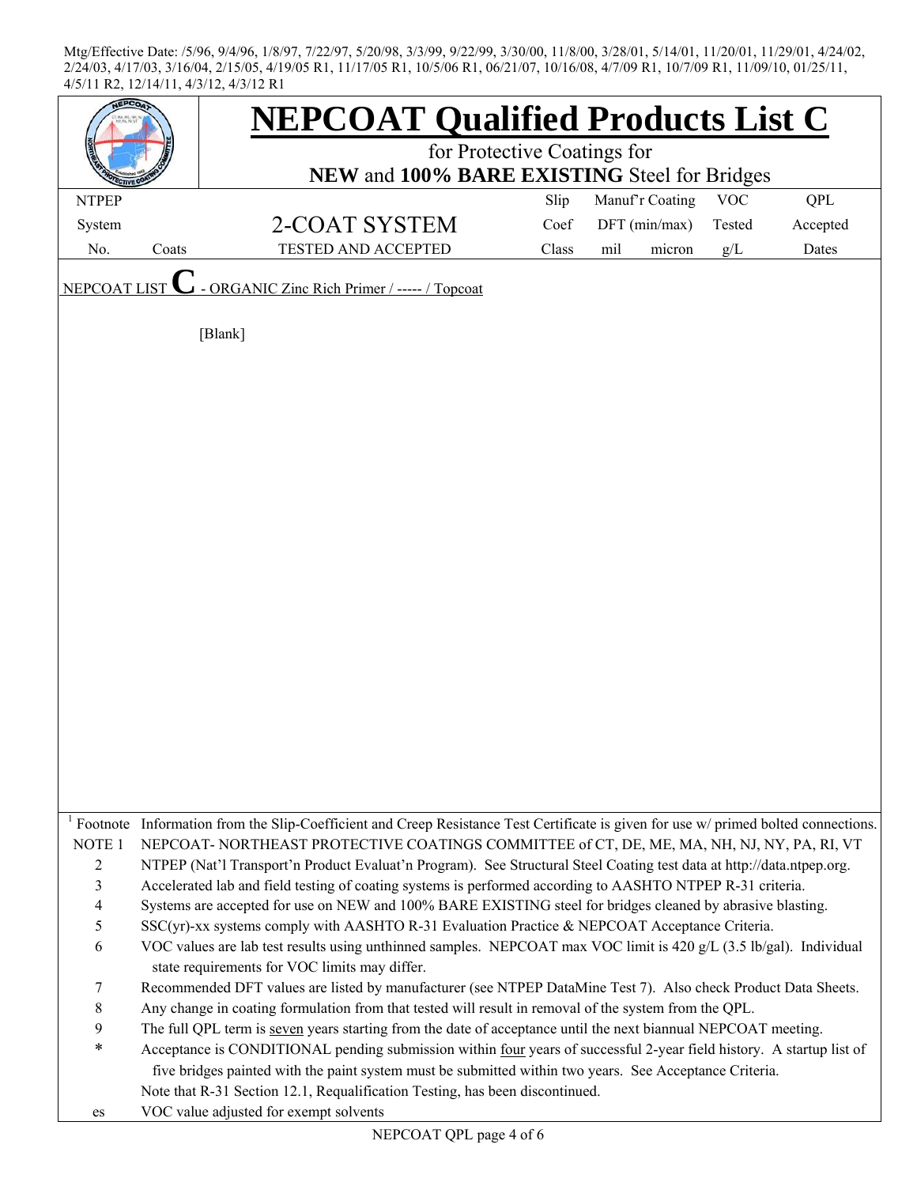Mtg/Effective Date: /5/96, 9/4/96, 1/8/97, 7/22/97, 5/20/98, 3/3/99, 9/22/99, 3/30/00, 11/8/00, 3/28/01, 5/14/01, 11/20/01, 11/29/01, 4/24/02, 2/24/03, 4/17/03, 3/16/04, 2/15/05, 4/19/05 R1, 11/17/05 R1, 10/5/06 R1, 06/21/07, 10/16/08, 4/7/09 R1, 10/7/09 R1, 11/09/10, 01/25/11, 4/5/11 R2, 12/14/11, 4/3/12, 4/3/12 R1

# NEPCOAT Qualified Products List C

for Protective Coatings for

**NEW** and **100% BARE EXISTING** Steel for Bridges

| NTPEP System No. | Coats | 2-COAT SYSTEM TESTED AND ACCEPTED | Slip Coef Class | Manuf'r Coating DFT (min/max) mil | micron | VOC Tested g/L | QPL Accepted Dates |
|---|---|---|---|---|---|---|---|

NEPCOAT LIST **C** - ORGANIC Zinc Rich Primer / ----- / Topcoat

[Blank]

[1] Footnote Information from the Slip-Coefficient and Creep Resistance Test Certificate is given for use w/ primed bolted connections.

NOTE 1 NEPCOAT- NORTHEAST PROTECTIVE COATINGS COMMITTEE of CT, DE, ME, MA, NH, NJ, NY, PA, RI, VT

2 NTPEP (Nat'l Transport'n Product Evaluat'n Program). See Structural Steel Coating test data at http://data.ntpep.org.

3 Accelerated lab and field testing of coating systems is performed according to AASHTO NTPEP R-31 criteria.

4 Systems are accepted for use on NEW and 100% BARE EXISTING steel for bridges cleaned by abrasive blasting.

5 SSC(yr)-xx systems comply with AASHTO R-31 Evaluation Practice & NEPCOAT Acceptance Criteria.

6 VOC values are lab test results using unthinned samples. NEPCOAT max VOC limit is 420 g/L (3.5 lb/gal). Individual state requirements for VOC limits may differ.

7 Recommended DFT values are listed by manufacturer (see NTPEP DataMine Test 7). Also check Product Data Sheets.

8 Any change in coating formulation from that tested will result in removal of the system from the QPL.

9 The full QPL term is <u>seven</u> years starting from the date of acceptance until the next biannual NEPCOAT meeting.

\* Acceptance is CONDITIONAL pending submission within <u>four</u> years of successful 2-year field history. A startup list of five bridges painted with the paint system must be submitted within two years. See Acceptance Criteria.

Note that R-31 Section 12.1, Requalification Testing, has been discontinued.

es VOC value adjusted for exempt solvents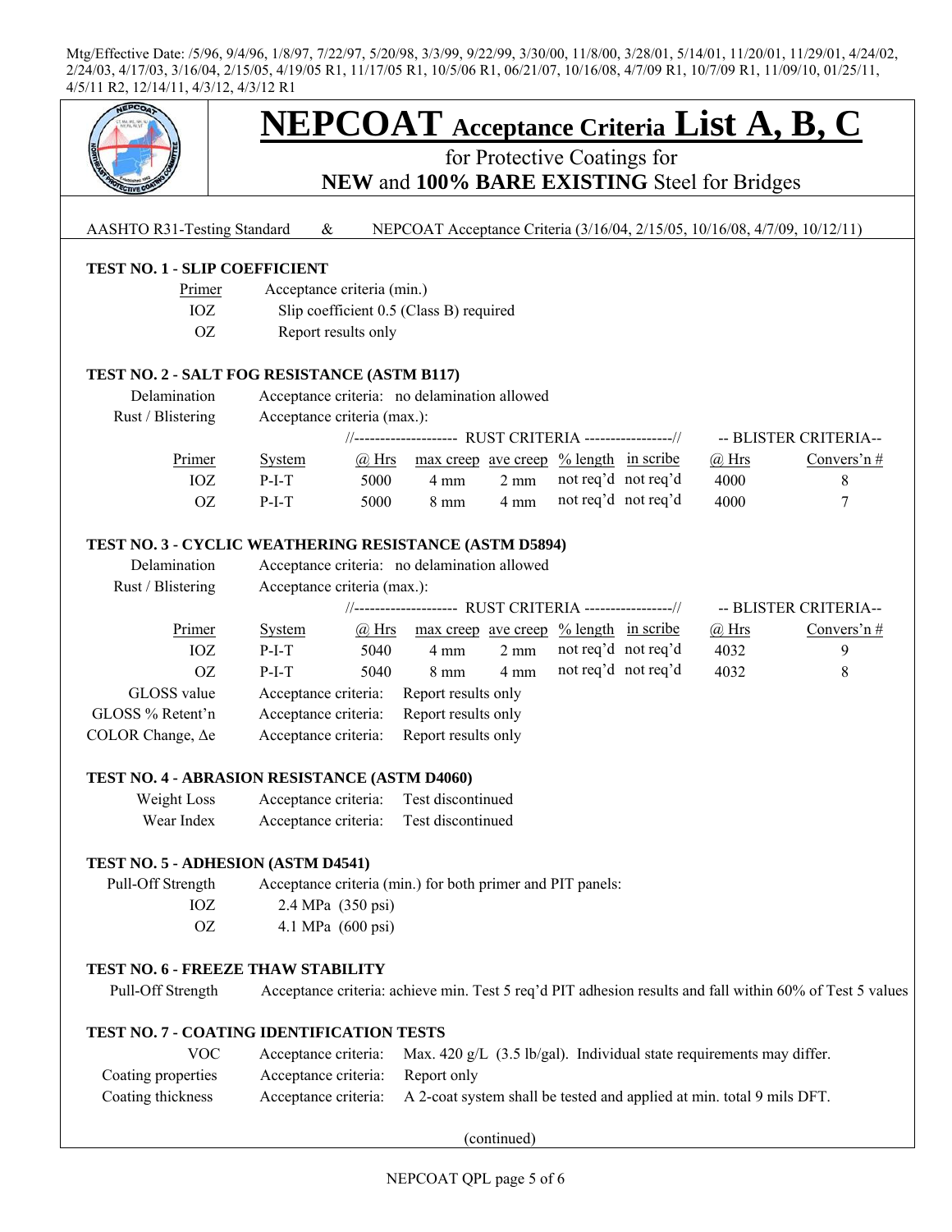Mtg/Effective Date: /5/96, 9/4/96, 1/8/97, 7/22/97, 5/20/98, 3/3/99, 9/22/99, 3/30/00, 11/8/00, 3/28/01, 5/14/01, 11/20/01, 11/29/01, 4/24/02, 2/24/03, 4/17/03, 3/16/04, 2/15/05, 4/19/05 R1, 11/17/05 R1, 10/5/06 R1, 06/21/07, 10/16/08, 4/7/09 R1, 10/7/09 R1, 11/09/10, 01/25/11, 4/5/11 R2, 12/14/11, 4/3/12, 4/3/12 R1

# NEPCOAT Acceptance Criteria List A, B, C

## for Protective Coatings for **NEW** and **100% BARE EXISTING** Steel for Bridges

AASHTO R31-Testing Standard & NEPCOAT Acceptance Criteria (3/16/04, 2/15/05, 10/16/08, 4/7/09, 10/12/11)

### TEST NO. 1 - SLIP COEFFICIENT

| Primer | Acceptance criteria (min.) |
|---|---|
| IOZ | Slip coefficient 0.5 (Class B) required |
| OZ | Report results only |

### TEST NO. 2 - SALT FOG RESISTANCE (ASTM B117)

Delamination — Acceptance criteria: no delamination allowed

Rust / Blistering — Acceptance criteria (max.):

| | | RUST CRITERIA | | | | | BLISTER CRITERIA | |
|---|---|---|---|---|---|---|---|---|
| Primer | System | @ Hrs | max creep | ave creep | % length | in scribe | @ Hrs | Convers'n # |
| IOZ | P-I-T | 5000 | 4 mm | 2 mm | not req'd | not req'd | 4000 | 8 |
| OZ | P-I-T | 5000 | 8 mm | 4 mm | not req'd | not req'd | 4000 | 7 |

### TEST NO. 3 - CYCLIC WEATHERING RESISTANCE (ASTM D5894)

Delamination — Acceptance criteria: no delamination allowed

Rust / Blistering — Acceptance criteria (max.):

| | | RUST CRITERIA | | | | | BLISTER CRITERIA | |
|---|---|---|---|---|---|---|---|---|
| Primer | System | @ Hrs | max creep | ave creep | % length | in scribe | @ Hrs | Convers'n # |
| IOZ | P-I-T | 5040 | 4 mm | 2 mm | not req'd | not req'd | 4032 | 9 |
| OZ | P-I-T | 5040 | 8 mm | 4 mm | not req'd | not req'd | 4032 | 8 |

| | |
|---|---|
| GLOSS value | Acceptance criteria: Report results only |
| GLOSS % Retent'n | Acceptance criteria: Report results only |
| COLOR Change, Δe | Acceptance criteria: Report results only |

### TEST NO. 4 - ABRASION RESISTANCE (ASTM D4060)

| | |
|---|---|
| Weight Loss | Acceptance criteria: Test discontinued |
| Wear Index | Acceptance criteria: Test discontinued |

### TEST NO. 5 - ADHESION (ASTM D4541)

Pull-Off Strength — Acceptance criteria (min.) for both primer and PIT panels:

| | |
|---|---|
| IOZ | 2.4 MPa (350 psi) |
| OZ | 4.1 MPa (600 psi) |

### TEST NO. 6 - FREEZE THAW STABILITY

Pull-Off Strength — Acceptance criteria: achieve min. Test 5 req'd PIT adhesion results and fall within 60% of Test 5 values

### TEST NO. 7 - COATING IDENTIFICATION TESTS

| | |
|---|---|
| VOC | Acceptance criteria: Max. 420 g/L (3.5 lb/gal). Individual state requirements may differ. |
| Coating properties | Acceptance criteria: Report only |
| Coating thickness | Acceptance criteria: A 2-coat system shall be tested and applied at min. total 9 mils DFT. |

(continued)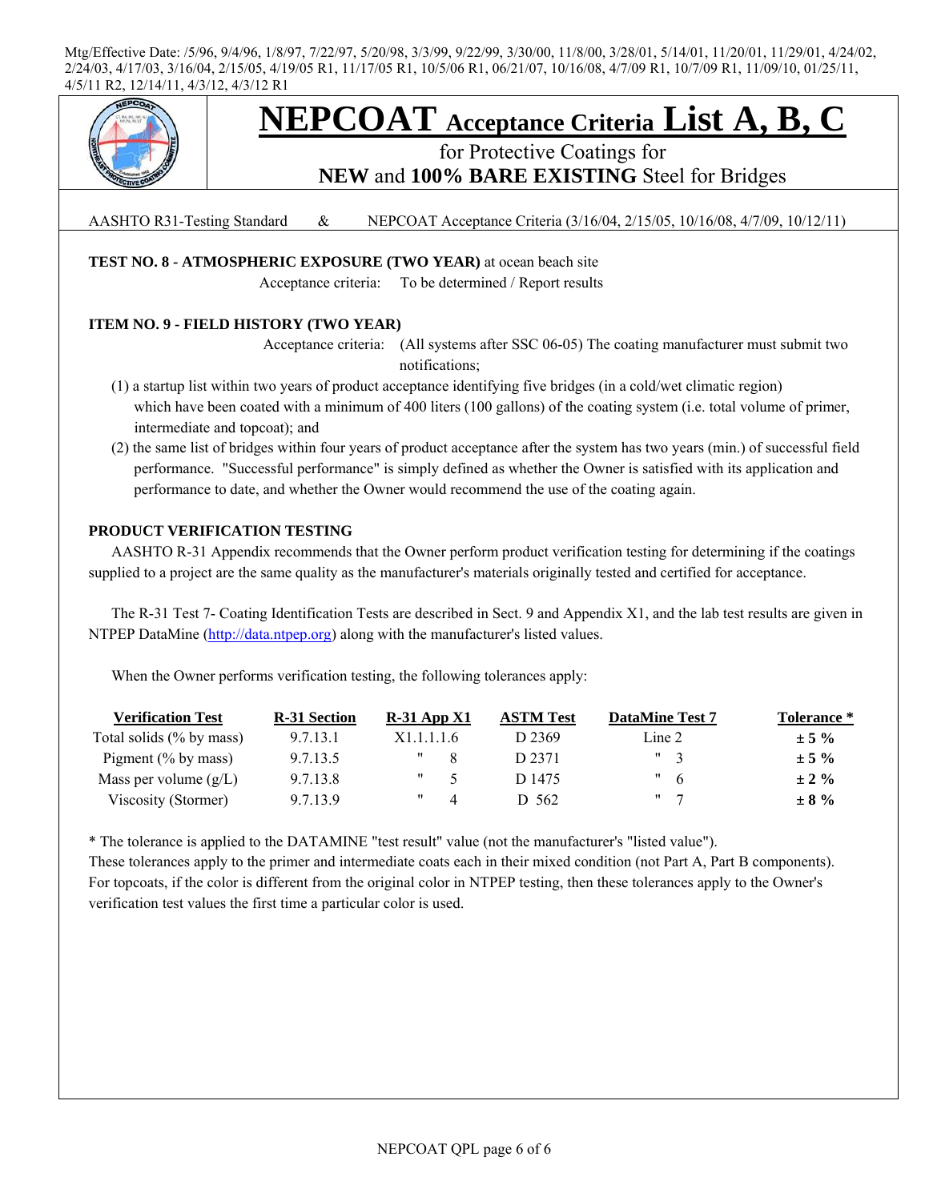Mtg/Effective Date: /5/96, 9/4/96, 1/8/97, 7/22/97, 5/20/98, 3/3/99, 9/22/99, 3/30/00, 11/8/00, 3/28/01, 5/14/01, 11/20/01, 11/29/01, 4/24/02, 2/24/03, 4/17/03, 3/16/04, 2/15/05, 4/19/05 R1, 11/17/05 R1, 10/5/06 R1, 06/21/07, 10/16/08, 4/7/09 R1, 10/7/09 R1, 11/09/10, 01/25/11, 4/5/11 R2, 12/14/11, 4/3/12, 4/3/12 R1

# NEPCOAT Acceptance Criteria List A, B, C

for Protective Coatings for
**NEW** and **100% BARE EXISTING** Steel for Bridges

AASHTO R31-Testing Standard & NEPCOAT Acceptance Criteria (3/16/04, 2/15/05, 10/16/08, 4/7/09, 10/12/11)

**TEST NO. 8 - ATMOSPHERIC EXPOSURE (TWO YEAR)** at ocean beach site

Acceptance criteria: To be determined / Report results

**ITEM NO. 9 - FIELD HISTORY (TWO YEAR)**

Acceptance criteria: (All systems after SSC 06-05) The coating manufacturer must submit two notifications;

(1) a startup list within two years of product acceptance identifying five bridges (in a cold/wet climatic region) which have been coated with a minimum of 400 liters (100 gallons) of the coating system (i.e. total volume of primer, intermediate and topcoat); and

(2) the same list of bridges within four years of product acceptance after the system has two years (min.) of successful field performance. "Successful performance" is simply defined as whether the Owner is satisfied with its application and performance to date, and whether the Owner would recommend the use of the coating again.

**PRODUCT VERIFICATION TESTING**

AASHTO R-31 Appendix recommends that the Owner perform product verification testing for determining if the coatings supplied to a project are the same quality as the manufacturer's materials originally tested and certified for acceptance.

The R-31 Test 7- Coating Identification Tests are described in Sect. 9 and Appendix X1, and the lab test results are given in NTPEP DataMine (http://data.ntpep.org) along with the manufacturer's listed values.

When the Owner performs verification testing, the following tolerances apply:

| Verification Test | R-31 Section | R-31 App X1 | ASTM Test | DataMine Test 7 | Tolerance * |
|---|---|---|---|---|---|
| Total solids (% by mass) | 9.7.13.1 | X1.1.1.1.6 | D 2369 | Line 2 | **± 5 %** |
| Pigment (% by mass) | 9.7.13.5 | " 8 | D 2371 | " 3 | **± 5 %** |
| Mass per volume (g/L) | 9.7.13.8 | " 5 | D 1475 | " 6 | **± 2 %** |
| Viscosity (Stormer) | 9.7.13.9 | " 4 | D 562 | " 7 | **± 8 %** |

* The tolerance is applied to the DATAMINE "test result" value (not the manufacturer's "listed value").
These tolerances apply to the primer and intermediate coats each in their mixed condition (not Part A, Part B components).
For topcoats, if the color is different from the original color in NTPEP testing, then these tolerances apply to the Owner's verification test values the first time a particular color is used.